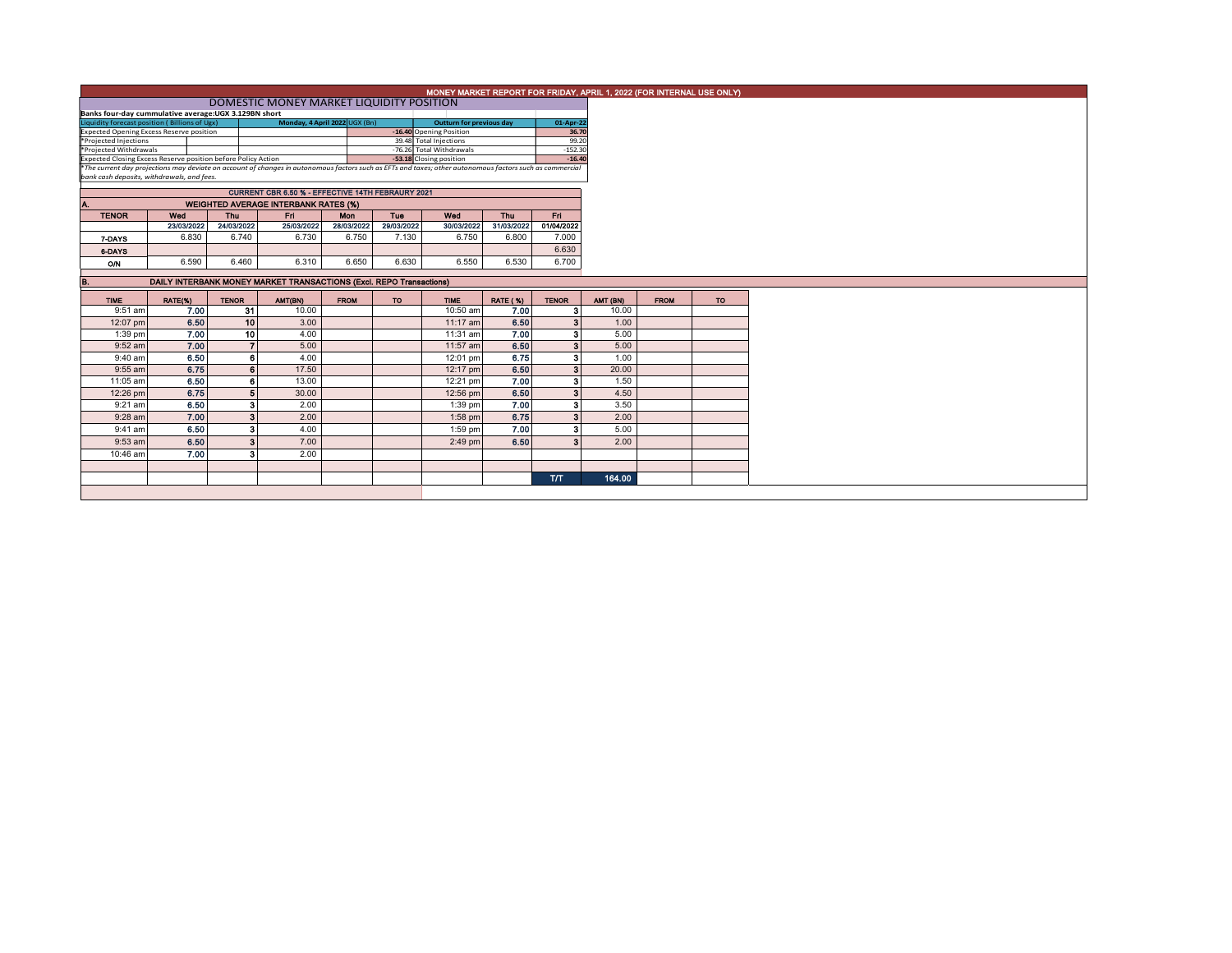# MONEY MARKET REPORT FOR FRIDAY, APRIL 1, 2022 (FOR INTERNAL USE ONLY)

## DOMESTIC MONEY MARKET LIQUIDITY POSITION

**Banks four-day cummulative average:UGX 3.129BN short**

| Liquidity forecast position ( Billions of Ugx) | Monday, 4 April 2022 UGX (Bn) | Outturn for previous day | 01-Apr-22 |
|---|---|---|---|
| Expected Opening Excess Reserve position | -16.40 | Opening Position | 36.70 |
| *Projected Injections | 39.48 | Total Injections | 99.20 |
| *Projected Withdrawals | -76.26 | Total Withdrawals | -152.30 |
| Expected Closing Excess Reserve position before Policy Action | -53.18 | Closing position | -16.40 |

*\*The current day projections may deviate on account of changes in autonomous factors such as EFTs and taxes; other autonomous factors such as commercial bank cash deposits, withdrawals, and fees.*

**CURRENT CBR 6.50 % - EFFECTIVE 14TH FEBRAURY 2021**

### A. WEIGHTED AVERAGE INTERBANK RATES (%)

| TENOR | Wed | Thu | Fri | Mon | Tue | Wed | Thu | Fri |
|---|---|---|---|---|---|---|---|---|
| | 23/03/2022 | 24/03/2022 | 25/03/2022 | 28/03/2022 | 29/03/2022 | 30/03/2022 | 31/03/2022 | 01/04/2022 |
| 7-DAYS | 6.830 | 6.740 | 6.730 | 6.750 | 7.130 | 6.750 | 6.800 | 7.000 |
| 6-DAYS | | | | | | | | 6.630 |
| O/N | 6.590 | 6.460 | 6.310 | 6.650 | 6.630 | 6.550 | 6.530 | 6.700 |

### B. DAILY INTERBANK MONEY MARKET TRANSACTIONS (Excl. REPO Transactions)

| TIME | RATE(%) | TENOR | AMT(BN) | FROM | TO | TIME | RATE (%) | TENOR | AMT (BN) | FROM | TO |
|---|---|---|---|---|---|---|---|---|---|---|---|
| 9:51 am | 7.00 | 31 | 10.00 | | | 10:50 am | 7.00 | 3 | 10.00 | | |
| 12:07 pm | 6.50 | 10 | 3.00 | | | 11:17 am | 6.50 | 3 | 1.00 | | |
| 1:39 pm | 7.00 | 10 | 4.00 | | | 11:31 am | 7.00 | 3 | 5.00 | | |
| 9:52 am | 7.00 | 7 | 5.00 | | | 11:57 am | 6.50 | 3 | 5.00 | | |
| 9:40 am | 6.50 | 6 | 4.00 | | | 12:01 pm | 6.75 | 3 | 1.00 | | |
| 9:55 am | 6.75 | 6 | 17.50 | | | 12:17 pm | 6.50 | 3 | 20.00 | | |
| 11:05 am | 6.50 | 6 | 13.00 | | | 12:21 pm | 7.00 | 3 | 1.50 | | |
| 12:26 pm | 6.75 | 5 | 30.00 | | | 12:56 pm | 6.50 | 3 | 4.50 | | |
| 9:21 am | 6.50 | 3 | 2.00 | | | 1:39 pm | 7.00 | 3 | 3.50 | | |
| 9:28 am | 7.00 | 3 | 2.00 | | | 1:58 pm | 6.75 | 3 | 2.00 | | |
| 9:41 am | 6.50 | 3 | 4.00 | | | 1:59 pm | 7.00 | 3 | 5.00 | | |
| 9:53 am | 6.50 | 3 | 7.00 | | | 2:49 pm | 6.50 | 3 | 2.00 | | |
| 10:46 am | 7.00 | 3 | 2.00 | | | | | | | | |
| | | | | | | | | T/T | 164.00 | | |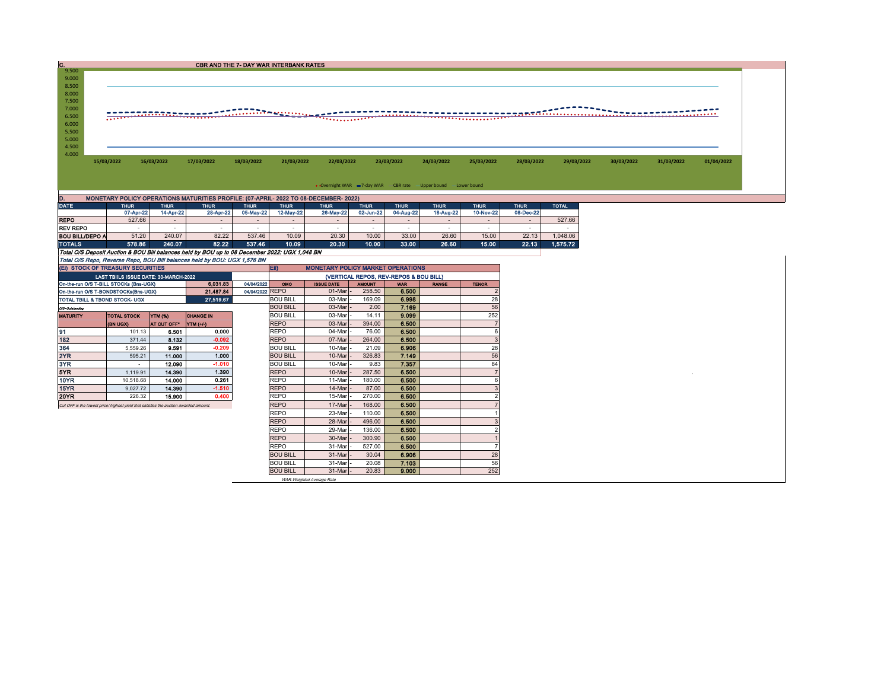## C. CBR AND THE 7- DAY WAR INTERBANK RATES

9.500
9.000
8.500
8.000
7.500
7.000
6.500
6.000
5.500
5.000
4.500
4.000

15/03/2022 16/03/2022 17/03/2022 18/03/2022 21/03/2022 22/03/2022 23/03/2022 24/03/2022 25/03/2022 28/03/2022 29/03/2022 30/03/2022 31/03/2022 01/04/2022

Overnight WAR — 7-day WAR — CBR rate — Upper bound — Lower bound

## D. MONETARY POLICY OPERATIONS MATURITIES PROFILE: (07-APRIL- 2022 TO 08-DECEMBER- 2022)

| DATE | THUR | THUR | THUR | THUR | THUR | THUR | THUR | THUR | THUR | THUR | THUR | TOTAL |
|---|---|---|---|---|---|---|---|---|---|---|---|---|
| | 07-Apr-22 | 14-Apr-22 | 28-Apr-22 | 05-May-22 | 12-May-22 | 26-May-22 | 02-Jun-22 | 04-Aug-22 | 18-Aug-22 | 10-Nov-22 | 08-Dec-22 | |
| REPO | 527.66 | - | - | - | - | - | - | - | - | - | - | 527.66 |
| REV REPO | - | - | - | - | - | - | - | - | - | - | - | - |
| BOU BILL/DEPO A | 51.20 | 240.07 | 82.22 | 537.46 | 10.09 | 20.30 | 10.00 | 33.00 | 26.60 | 15.00 | 22.13 | 1,048.06 |
| TOTALS | 578.86 | 240.07 | 82.22 | 537.46 | 10.09 | 20.30 | 10.00 | 33.00 | 26.60 | 15.00 | 22.13 | 1,575.72 |

*Total O/S Deposit Auction & BOU Bill balances held by BOU up to 08 December 2022: UGX 1,048 BN*

*Total O/S Repo, Reverse Repo, BOU Bill balances held by BOU: UGX 1,576 BN*

## (EI) STOCK OF TREASURY SECURITIES

| LAST TBIILS ISSUE DATE: 30-MARCH-2022 | | |
|---|---|---|
| On-the-run O/S T-BILL STOCKs (Bns-UGX) | 6,031.83 | 04/04/2022 |
| On-the-run O/S T-BONDSTOCKs(Bns-UGX) | 21,487.84 | 04/04/2022 |
| TOTAL TBILL & TBOND STOCK- UGX | 27,519.67 | |

O/S=Outstanding

| MATURITY | TOTAL STOCK (BN UGX) | YTM (%) AT CUT OFF* | CHANGE IN YTM (+/-) |
|---|---|---|---|
| 91 | 101.13 | 6.501 | 0.000 |
| 182 | 371.44 | 8.132 | -0.092 |
| 364 | 5,559.26 | 9.591 | -0.209 |
| 2YR | 595.21 | 11.000 | 1.000 |
| 3YR | - | 12.090 | -1.010 |
| 5YR | 1,119.91 | 14.390 | 1.390 |
| 10YR | 10,518.68 | 14.000 | 0.261 |
| 15YR | 9,027.72 | 14.390 | -1.510 |
| 20YR | 226.32 | 15.900 | 0.400 |

*Cut OFF is the lowest price/ highest yield that satisfies the auction awarded amount.*

## EII) MONETARY POLICY MARKET OPERATIONS

(VERTICAL REPOS, REV-REPOS & BOU BILL)

| OMO | ISSUE DATE | AMOUNT | WAR | RANGE | TENOR |
|---|---|---|---|---|---|
| REPO | 01-Mar | 258.50 | 6.500 | | 2 |
| BOU BILL | 03-Mar | 169.09 | 6.998 | | 28 |
| BOU BILL | 03-Mar | 2.00 | 7.169 | | 56 |
| BOU BILL | 03-Mar | 14.11 | 9.099 | | 252 |
| REPO | 03-Mar | 394.00 | 6.500 | | 7 |
| REPO | 04-Mar | 76.00 | 6.500 | | 6 |
| REPO | 07-Mar | 264.00 | 6.500 | | 3 |
| BOU BILL | 10-Mar | 21.09 | 6.906 | | 28 |
| BOU BILL | 10-Mar | 326.83 | 7.149 | | 56 |
| BOU BILL | 10-Mar | 9.83 | 7.357 | | 84 |
| REPO | 10-Mar | 287.50 | 6.500 | | 7 |
| REPO | 11-Mar | 180.00 | 6.500 | | 6 |
| REPO | 14-Mar | 87.00 | 6.500 | | 3 |
| REPO | 15-Mar | 270.00 | 6.500 | | 2 |
| REPO | 17-Mar | 168.00 | 6.500 | | 7 |
| REPO | 23-Mar | 110.00 | 6.500 | | 1 |
| REPO | 28-Mar | 496.00 | 6.500 | | 3 |
| REPO | 29-Mar | 136.00 | 6.500 | | 2 |
| REPO | 30-Mar | 300.90 | 6.500 | | 1 |
| REPO | 31-Mar | 527.00 | 6.500 | | 7 |
| BOU BILL | 31-Mar | 30.04 | 6.906 | | 28 |
| BOU BILL | 31-Mar | 20.08 | 7.103 | | 56 |
| BOU BILL | 31-Mar | 20.83 | 9.000 | | 252 |

*WAR-Weighted Average Rate*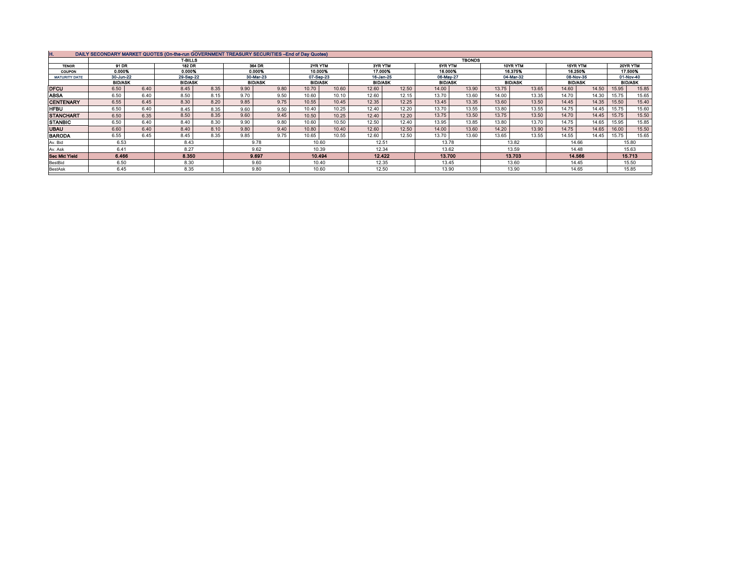## H. DAILY SECONDARY MARKET QUOTES (On-the-run GOVERNMENT TREASURY SECURITIES –End of Day Quotes)

| | T-BILLS | | | | | | TBONDS | | | | | | | | | | | |
|---|---|---|---|---|---|---|---|---|---|---|---|---|---|---|---|---|---|---|
| TENOR | 91 DR | | 182 DR | | 364 DR | | 2YR YTM | | 3YR YTM | | 5YR YTM | | 10YR YTM | | 15YR YTM | | 20YR YTM | |
| COUPON | 0.000% | | 0.000% | | 0.000% | | 10.000% | | 17.000% | | 16.000% | | 16.375% | | 16.250% | | 17.500% | |
| MATURITY DATE | 30-Jun-22 | | 29-Sep-22 | | 30-Mar-23 | | 07-Sep-23 | | 16-Jan-25 | | 06-May-27 | | 04-Mar-32 | | 08-Nov-35 | | 01-Nov-40 | |
| | BID/ASK | | BID/ASK | | BID/ASK | | BID/ASK | | BID/ASK | | BID/ASK | | BID/ASK | | BID/ASK | | BID/ASK | |
| **DFCU** | 6.50 | 6.40 | 8.45 | 8.35 | 9.90 | 9.80 | 10.70 | 10.60 | 12.60 | 12.50 | 14.00 | 13.90 | 13.75 | 13.65 | 14.60 | 14.50 | 15.95 | 15.85 |
| **ABSA** | 6.50 | 6.40 | 8.50 | 8.15 | 9.70 | 9.50 | 10.60 | 10.10 | 12.60 | 12.15 | 13.70 | 13.60 | 14.00 | 13.35 | 14.70 | 14.30 | 15.75 | 15.65 |
| **CENTENARY** | 6.55 | 6.45 | 8.30 | 8.20 | 9.85 | 9.75 | 10.55 | 10.45 | 12.35 | 12.25 | 13.45 | 13.35 | 13.60 | 13.50 | 14.45 | 14.35 | 15.50 | 15.40 |
| **HFBU** | 6.50 | 6.40 | 8.45 | 8.35 | 9.60 | 9.50 | 10.40 | 10.25 | 12.40 | 12.20 | 13.70 | 13.55 | 13.80 | 13.55 | 14.75 | 14.45 | 15.75 | 15.60 |
| **STANCHART** | 6.50 | 6.35 | 8.50 | 8.35 | 9.60 | 9.45 | 10.50 | 10.25 | 12.40 | 12.20 | 13.75 | 13.50 | 13.75 | 13.50 | 14.70 | 14.45 | 15.75 | 15.50 |
| **STANBIC** | 6.50 | 6.40 | 8.40 | 8.30 | 9.90 | 9.80 | 10.60 | 10.50 | 12.50 | 12.40 | 13.95 | 13.85 | 13.80 | 13.70 | 14.75 | 14.65 | 15.95 | 15.85 |
| **UBAU** | 6.60 | 6.40 | 8.40 | 8.10 | 9.80 | 9.40 | 10.80 | 10.40 | 12.60 | 12.50 | 14.00 | 13.60 | 14.20 | 13.90 | 14.75 | 14.65 | 16.00 | 15.50 |
| **BARODA** | 6.55 | 6.45 | 8.45 | 8.35 | 9.85 | 9.75 | 10.65 | 10.55 | 12.60 | 12.50 | 13.70 | 13.60 | 13.65 | 13.55 | 14.55 | 14.45 | 15.75 | 15.65 |
| Av. Bid | 6.53 | | 8.43 | | 9.78 | | 10.60 | | 12.51 | | 13.78 | | 13.82 | | 14.66 | | 15.80 | |
| Av. Ask | 6.41 | | 8.27 | | 9.62 | | 10.39 | | 12.34 | | 13.62 | | 13.59 | | 14.48 | | 15.63 | |
| **Sec Mkt Yield** | **6.466** | | **8.350** | | **9.697** | | **10.494** | | **12.422** | | **13.700** | | **13.703** | | **14.566** | | **15.713** | |
| BestBid | 6.50 | | 8.30 | | 9.60 | | 10.40 | | 12.35 | | 13.45 | | 13.60 | | 14.45 | | 15.50 | |
| BestAsk | 6.45 | | 8.35 | | 9.80 | | 10.60 | | 12.50 | | 13.90 | | 13.90 | | 14.65 | | 15.85 | |